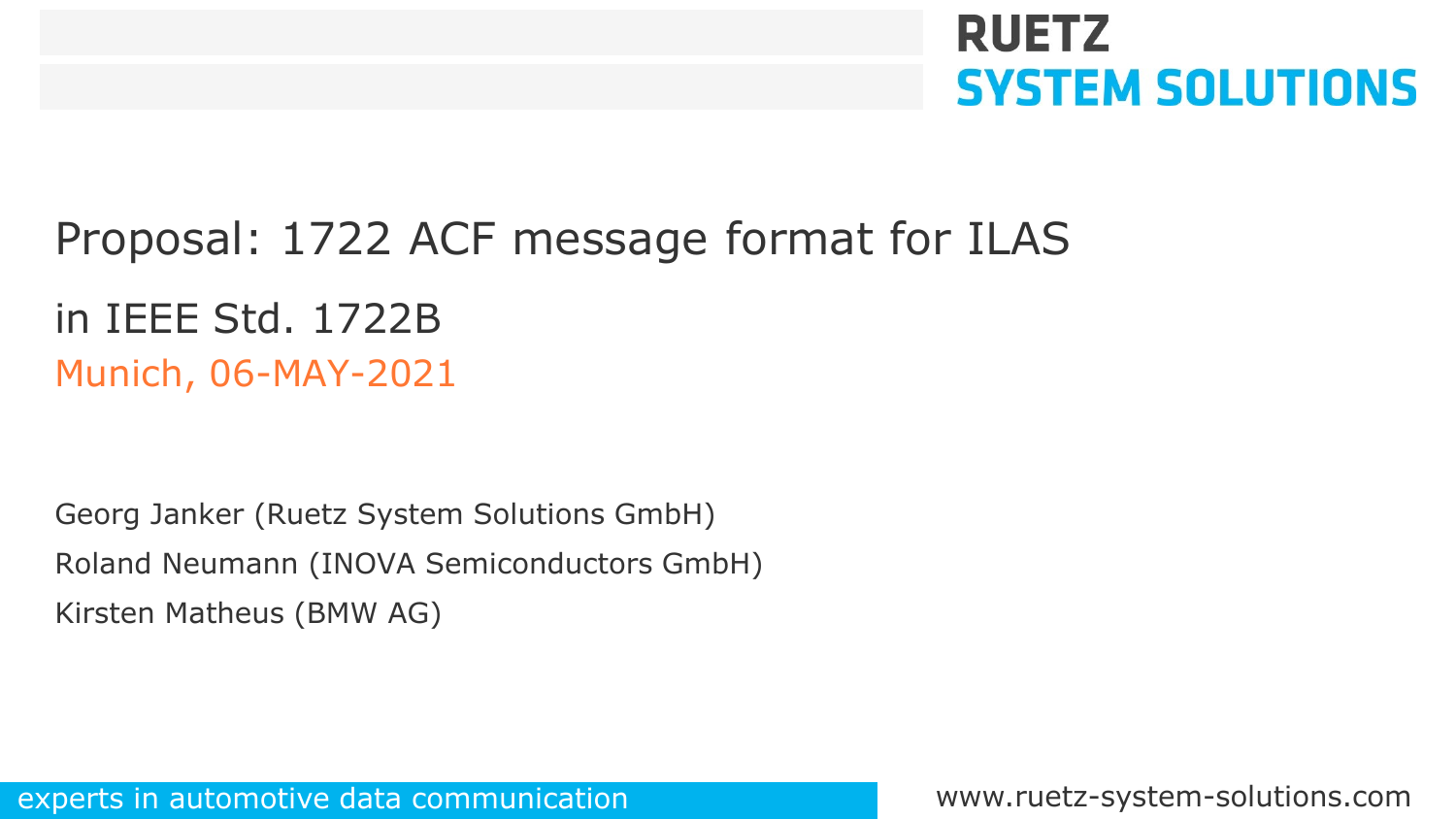RUETZ
SYSTEM SOLUTIONS

# Proposal: 1722 ACF message format for ILAS

## in IEEE Std. 1722B

Munich, 06-MAY-2021

Georg Janker (Ruetz System Solutions GmbH)

Roland Neumann (INOVA Semiconductors GmbH)

Kirsten Matheus (BMW AG)

experts in automotive data communication

www.ruetz-system-solutions.com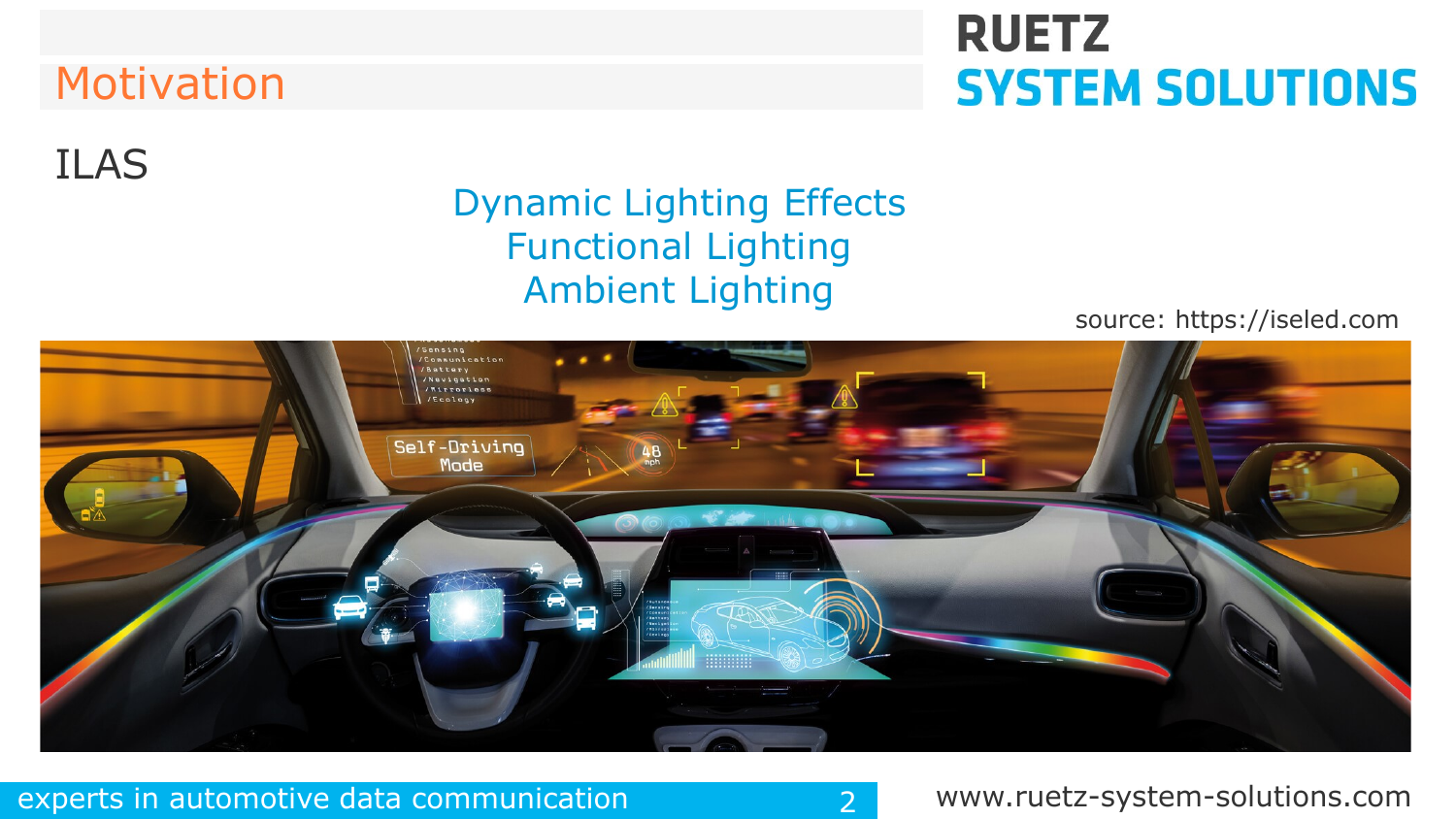# Motivation

## ILAS

Dynamic Lighting Effects
Functional Lighting
Ambient Lighting

source: https://iseled.com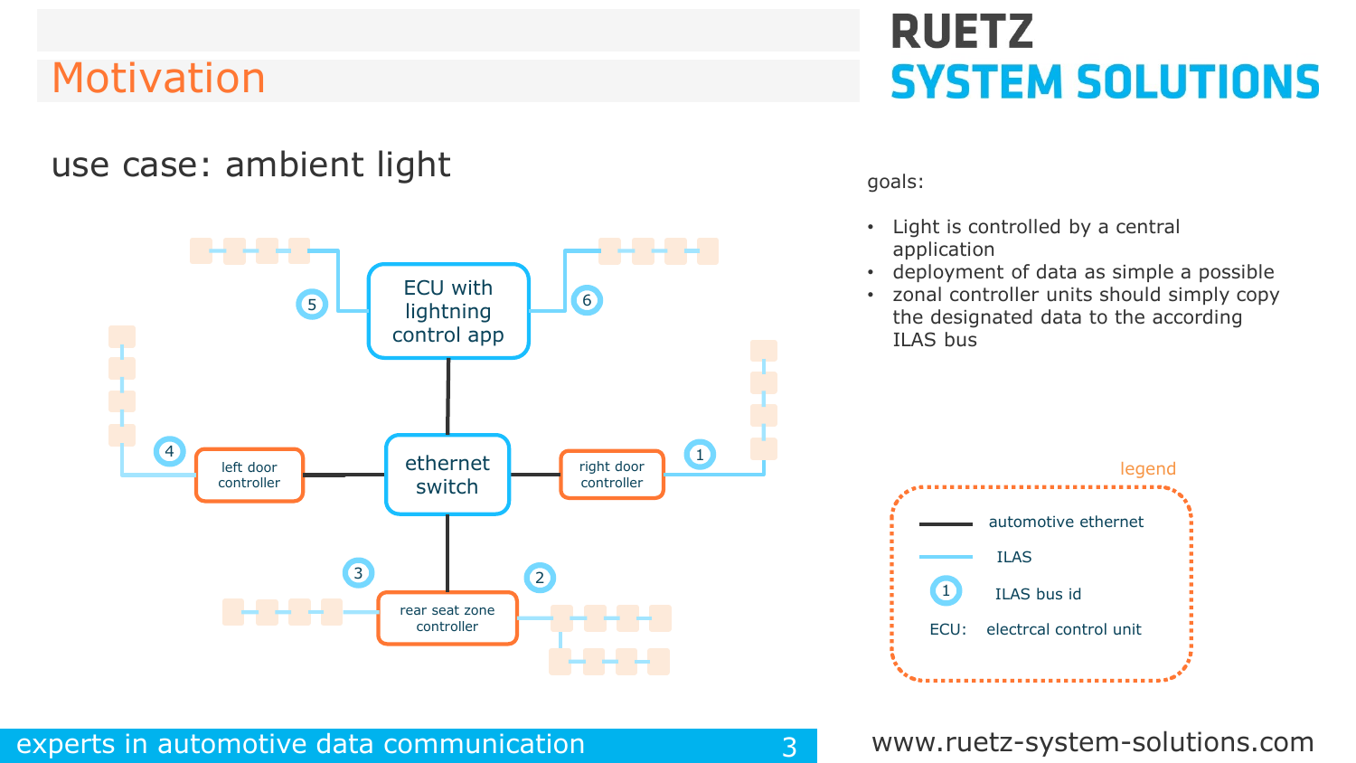# Motivation

## use case: ambient light

ECU with lightning control app

ethernet switch

left door controller

right door controller

rear seat zone controller

5 6 4 1 3 2

goals:

- Light is controlled by a central application
- deployment of data as simple a possible
- zonal controller units should simply copy the designated data to the according ILAS bus

legend

- automotive ethernet
- ILAS
- 1 ILAS bus id
- ECU: electrcal control unit

experts in automotive data communication

www.ruetz-system-solutions.com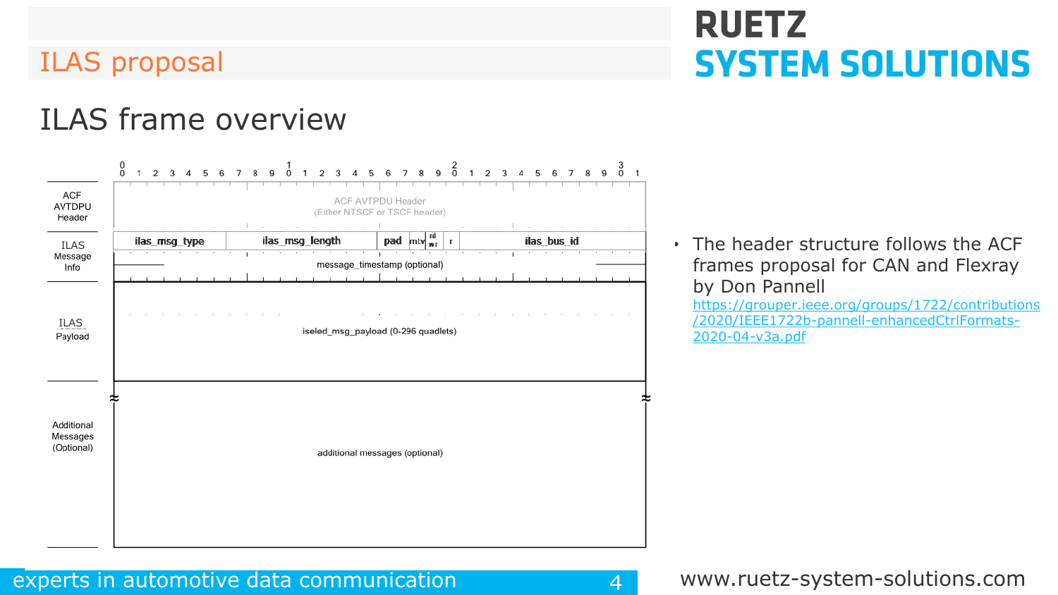## ILAS proposal

# ILAS frame overview

| | 0 1 2 3 4 5 6 7 8 9 | 1 0 1 2 3 4 5 6 7 8 9 | 2 0 1 2 3 4 5 6 7 8 9 | 3 0 1 |
|---|---|---|---|---|
| ACF AVTPDU Header | ACF AVTPDU Header (Either NTSCF or TSCF header) | | | |
| ILAS Message Info | ilas_msg_type · ilas_msg_length · pad · mtv · rd wr · r · ilas_bus_id | | | |
| | message_timestamp (optional) | | | |
| ILAS Payload | iseled_msg_payload (0-296 quadlets) | | | |
| Additional Messages (Optional) | additional messages (optional) | | | |

- The header structure follows the ACF frames proposal for CAN and Flexray by Don Pannell https://grouper.ieee.org/groups/1722/contributions/2020/IEEE1722b-pannell-enhancedCtrlFormats-2020-04-v3a.pdf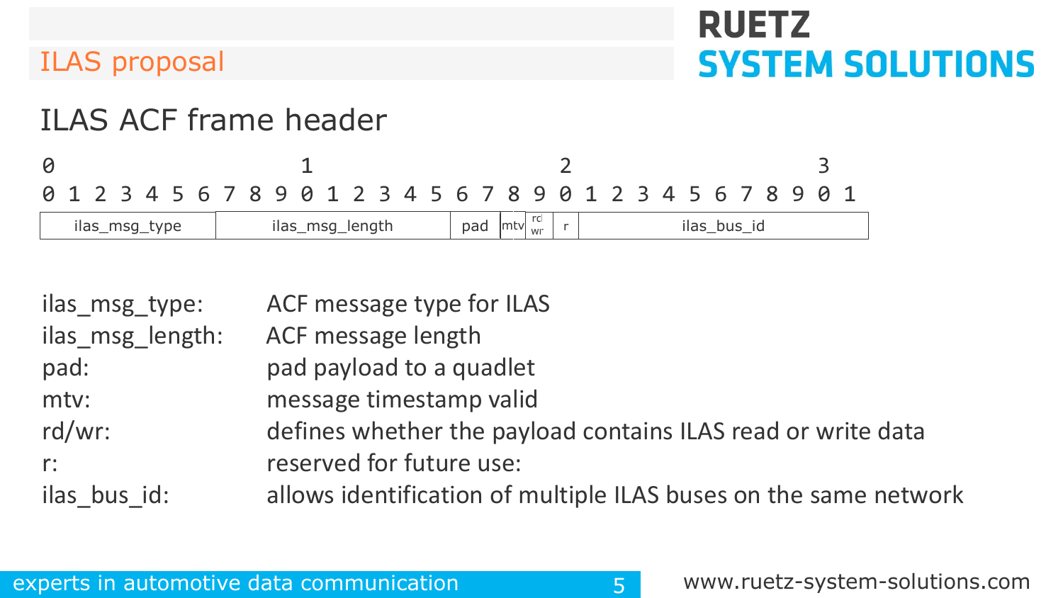## ILAS proposal

# ILAS ACF frame header

```
0                   1                   2                   3
0 1 2 3 4 5 6 7 8 9 0 1 2 3 4 5 6 7 8 9 0 1 2 3 4 5 6 7 8 9 0 1
```

| ilas_msg_type | ilas_msg_length | pad | mtv | rd wr | r | ilas_bus_id |
|---|---|---|---|---|---|---|

| | |
|---|---|
| ilas_msg_type: | ACF message type for ILAS |
| ilas_msg_length: | ACF message length |
| pad: | pad payload to a quadlet |
| mtv: | message timestamp valid |
| rd/wr: | defines whether the payload contains ILAS read or write data |
| r: | reserved for future use: |
| ilas_bus_id: | allows identification of multiple ILAS buses on the same network |

experts in automotive data communication

www.ruetz-system-solutions.com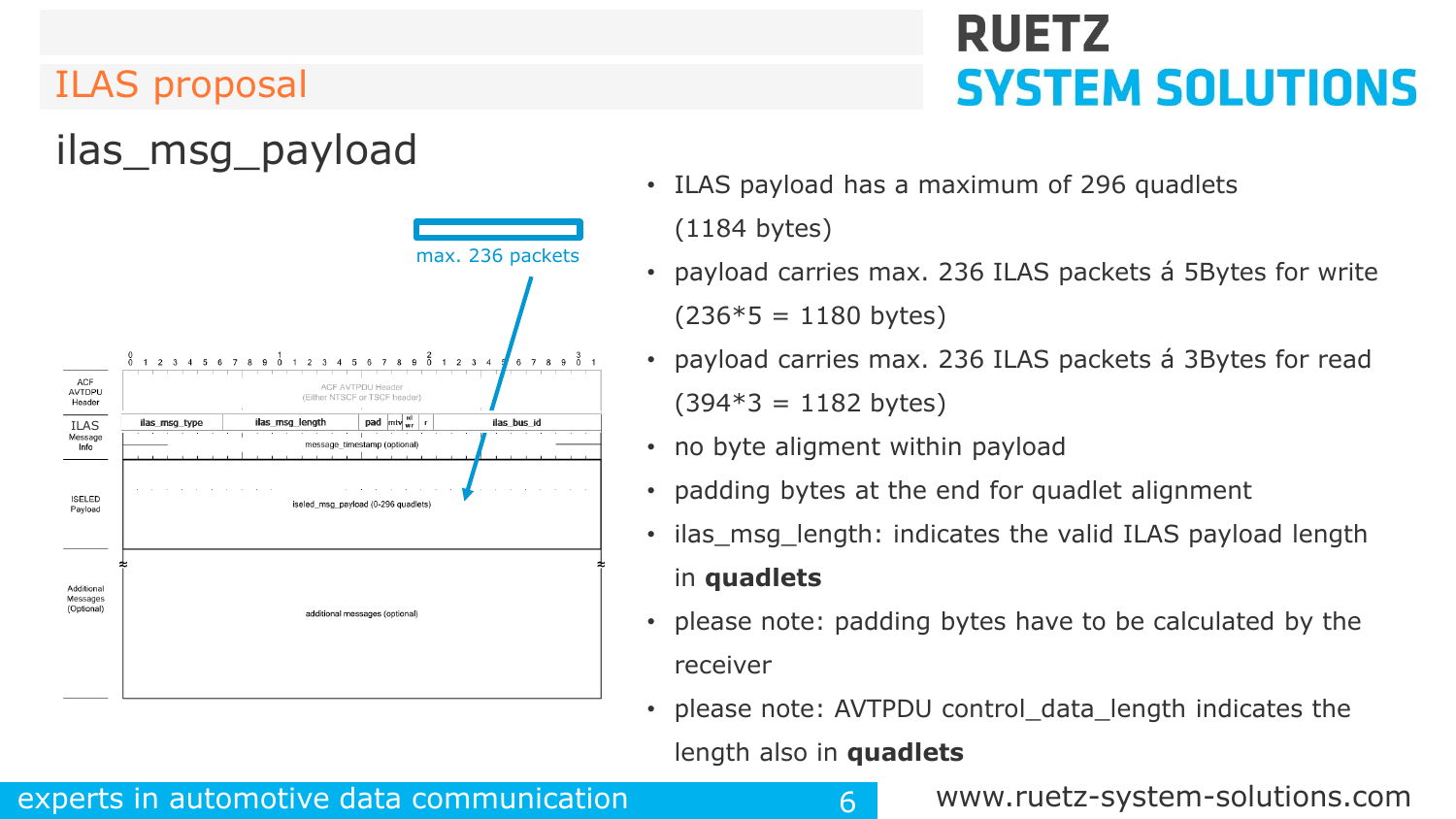## ILAS proposal

# ilas_msg_payload

max. 236 packets

| ACF AVTPDU Header | ACF AVTPDU Header (Either NTSCF or TSCF header) |
| --- | --- |
| ILAS Message Info | ilas_msg_type, ilas_msg_length, pad, mtv, nl wr, r, ilas_bus_id; message_timestamp (optional) |
| ISELED Payload | iseled_msg_payload (0-296 quadlets) |
| Additional Messages (Optional) | additional messages (optional) |

- ILAS payload has a maximum of 296 quadlets (1184 bytes)
- payload carries max. 236 ILAS packets á 5Bytes for write (236*5 = 1180 bytes)
- payload carries max. 236 ILAS packets á 3Bytes for read (394*3 = 1182 bytes)
- no byte aligment within payload
- padding bytes at the end for quadlet alignment
- ilas_msg_length: indicates the valid ILAS payload length in **quadlets**
- please note: padding bytes have to be calculated by the receiver
- please note: AVTPDU control_data_length indicates the length also in **quadlets**

experts in automotive data communication

www.ruetz-system-solutions.com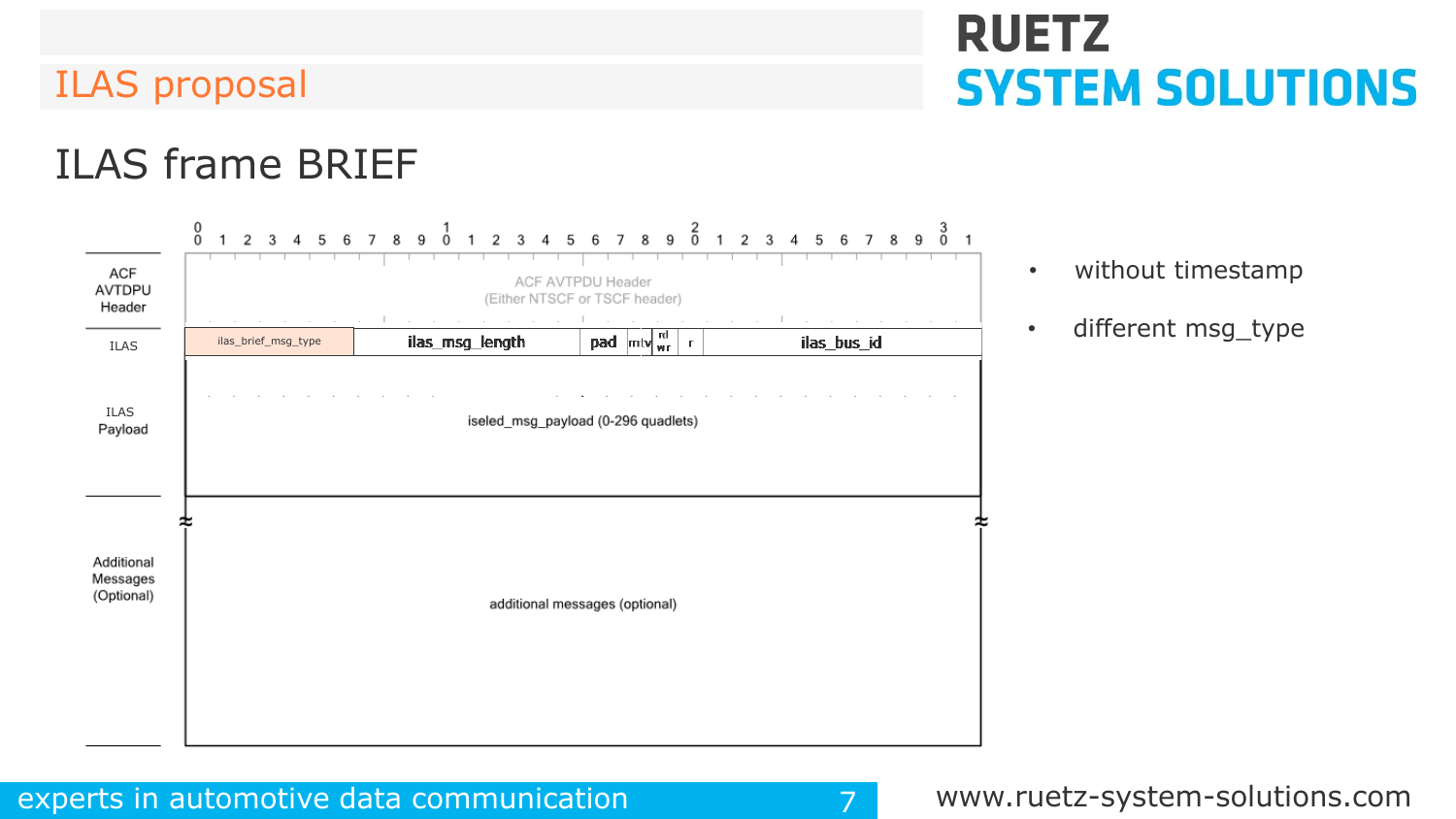# ILAS proposal

## ILAS frame BRIEF

| | 0–31 (bit positions) | | | | | | |
|---|---|---|---|---|---|---|---|
| ACF AVTDPU Header | ACF AVTPDU Header (Either NTSCF or TSCF header) | | | | | | |
| ILAS | ilas_brief_msg_type | ilas_msg_length | pad | mtv | rd wr | r | ilas_bus_id |
| ILAS Payload | iseled_msg_payload (0-296 quadlets) | | | | | | |
| Additional Messages (Optional) | additional messages (optional) | | | | | | |

- without timestamp
- different msg_type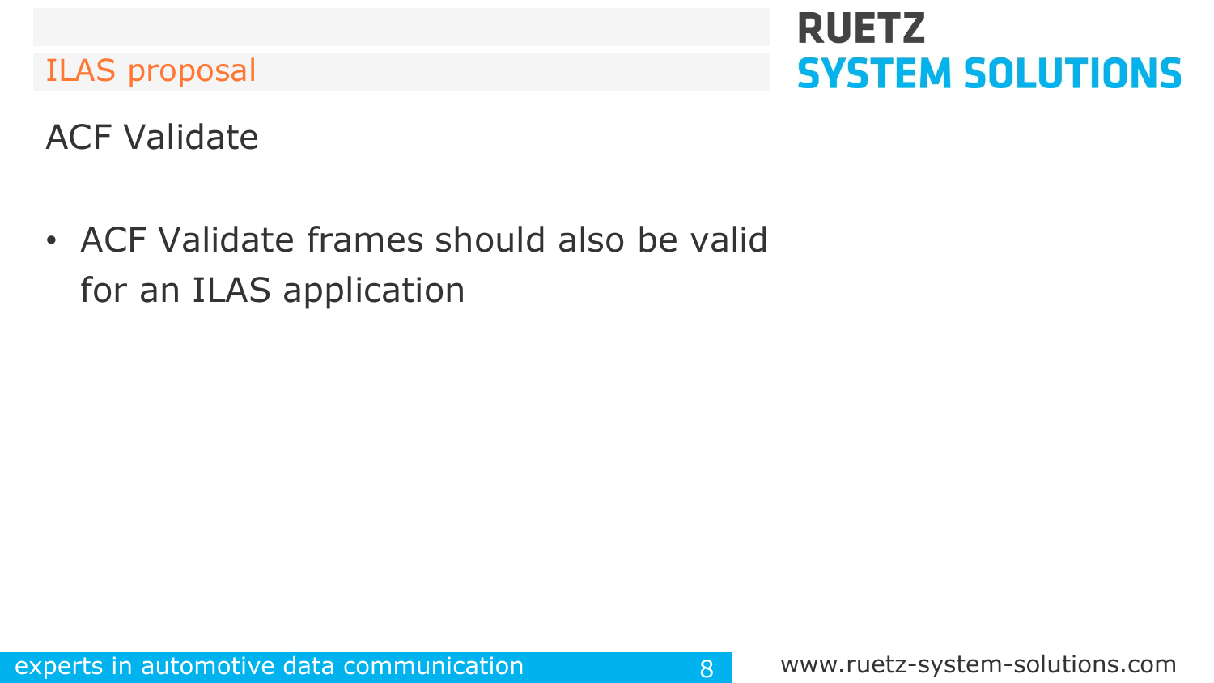ILAS proposal

## ACF Validate

- ACF Validate frames should also be valid for an ILAS application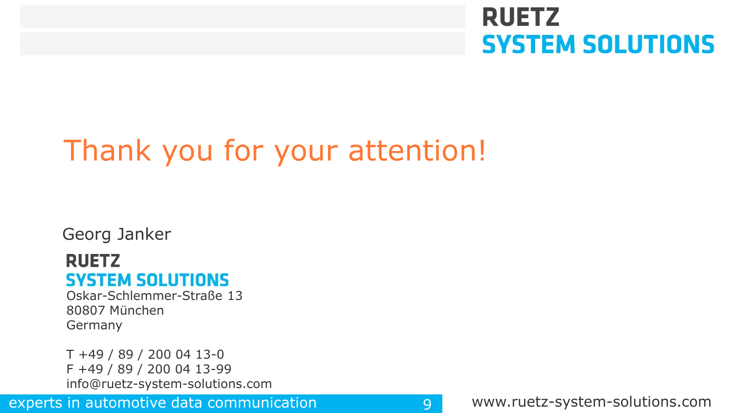# Thank you for your attention!

Georg Janker

**RUETZ**
**SYSTEM SOLUTIONS**
Oskar-Schlemmer-Straße 13
80807 München
Germany

T +49 / 89 / 200 04 13-0
F +49 / 89 / 200 04 13-99
info@ruetz-system-solutions.com